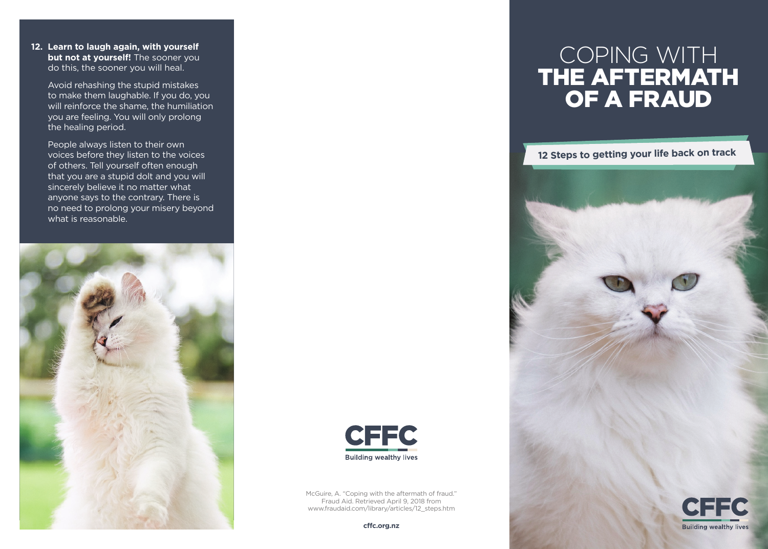12. **Learn to laugh again, with yourself but not at yourself!** The sooner you do this, the sooner you will heal.

    Avoid rehashing the stupid mistakes to make them laughable. If you do, you will reinforce the shame, the humiliation you are feeling. You will only prolong the healing period.

    People always listen to their own voices before they listen to the voices of others. Tell yourself often enough that you are a stupid dolt and you will sincerely believe it no matter what anyone says to the contrary. There is no need to prolong your misery beyond what is reasonable.

CFFC

Building wealthy lives

McGuire, A. "Coping with the aftermath of fraud." Fraud Aid. Retrieved April 9, 2018 from www.fraudaid.com/library/articles/12_steps.htm

**cffc.org.nz**

# COPING WITH **THE AFTERMATH OF A FRAUD**

**12 Steps to getting your life back on track**

CFFC

Building wealthy lives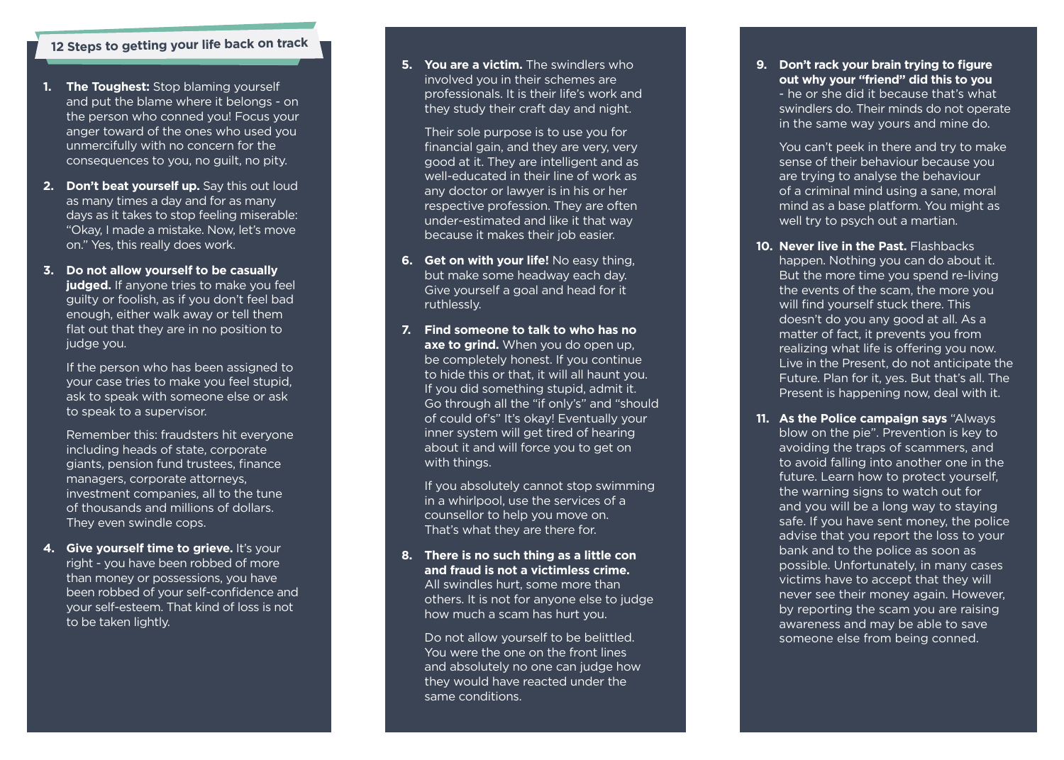## 12 Steps to getting your life back on track

1. **The Toughest:** Stop blaming yourself and put the blame where it belongs - on the person who conned you! Focus your anger toward of the ones who used you unmercifully with no concern for the consequences to you, no guilt, no pity.

2. **Don't beat yourself up.** Say this out loud as many times a day and for as many days as it takes to stop feeling miserable: "Okay, I made a mistake. Now, let's move on." Yes, this really does work.

3. **Do not allow yourself to be casually judged.** If anyone tries to make you feel guilty or foolish, as if you don't feel bad enough, either walk away or tell them flat out that they are in no position to judge you.

   If the person who has been assigned to your case tries to make you feel stupid, ask to speak with someone else or ask to speak to a supervisor.

   Remember this: fraudsters hit everyone including heads of state, corporate giants, pension fund trustees, finance managers, corporate attorneys, investment companies, all to the tune of thousands and millions of dollars. They even swindle cops.

4. **Give yourself time to grieve.** It's your right - you have been robbed of more than money or possessions, you have been robbed of your self-confidence and your self-esteem. That kind of loss is not to be taken lightly.

5. **You are a victim.** The swindlers who involved you in their schemes are professionals. It is their life's work and they study their craft day and night.

   Their sole purpose is to use you for financial gain, and they are very, very good at it. They are intelligent and as well-educated in their line of work as any doctor or lawyer is in his or her respective profession. They are often under-estimated and like it that way because it makes their job easier.

6. **Get on with your life!** No easy thing, but make some headway each day. Give yourself a goal and head for it ruthlessly.

7. **Find someone to talk to who has no axe to grind.** When you do open up, be completely honest. If you continue to hide this or that, it will all haunt you. If you did something stupid, admit it. Go through all the "if only's" and "should of could of's" It's okay! Eventually your inner system will get tired of hearing about it and will force you to get on with things.

   If you absolutely cannot stop swimming in a whirlpool, use the services of a counsellor to help you move on. That's what they are there for.

8. **There is no such thing as a little con and fraud is not a victimless crime.** All swindles hurt, some more than others. It is not for anyone else to judge how much a scam has hurt you.

   Do not allow yourself to be belittled. You were the one on the front lines and absolutely no one can judge how they would have reacted under the same conditions.

9. **Don't rack your brain trying to figure out why your "friend" did this to you** - he or she did it because that's what swindlers do. Their minds do not operate in the same way yours and mine do.

   You can't peek in there and try to make sense of their behaviour because you are trying to analyse the behaviour of a criminal mind using a sane, moral mind as a base platform. You might as well try to psych out a martian.

10. **Never live in the Past.** Flashbacks happen. Nothing you can do about it. But the more time you spend re-living the events of the scam, the more you will find yourself stuck there. This doesn't do you any good at all. As a matter of fact, it prevents you from realizing what life is offering you now. Live in the Present, do not anticipate the Future. Plan for it, yes. But that's all. The Present is happening now, deal with it.

11. **As the Police campaign says** "Always blow on the pie". Prevention is key to avoiding the traps of scammers, and to avoid falling into another one in the future. Learn how to protect yourself, the warning signs to watch out for and you will be a long way to staying safe. If you have sent money, the police advise that you report the loss to your bank and to the police as soon as possible. Unfortunately, in many cases victims have to accept that they will never see their money again. However, by reporting the scam you are raising awareness and may be able to save someone else from being conned.